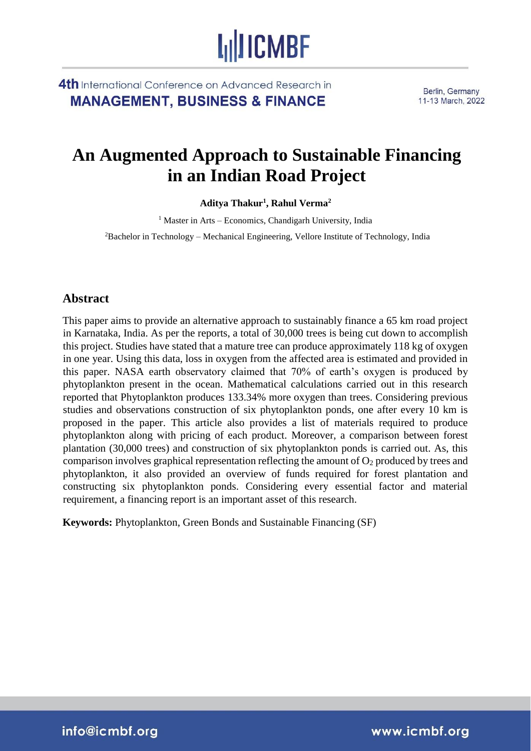# An Augmented Approach to Sustainable Financing in an Indian Road Project

**Aditya Thakur[1], Rahul Verma[2]**

[1] Master in Arts – Economics, Chandigarh University, India

[2]Bachelor in Technology – Mechanical Engineering, Vellore Institute of Technology, India

## Abstract

This paper aims to provide an alternative approach to sustainably finance a 65 km road project in Karnataka, India. As per the reports, a total of 30,000 trees is being cut down to accomplish this project. Studies have stated that a mature tree can produce approximately 118 kg of oxygen in one year. Using this data, loss in oxygen from the affected area is estimated and provided in this paper. NASA earth observatory claimed that 70% of earth's oxygen is produced by phytoplankton present in the ocean. Mathematical calculations carried out in this research reported that Phytoplankton produces 133.34% more oxygen than trees. Considering previous studies and observations construction of six phytoplankton ponds, one after every 10 km is proposed in the paper. This article also provides a list of materials required to produce phytoplankton along with pricing of each product. Moreover, a comparison between forest plantation (30,000 trees) and construction of six phytoplankton ponds is carried out. As, this comparison involves graphical representation reflecting the amount of $O_2$ produced by trees and phytoplankton, it also provided an overview of funds required for forest plantation and constructing six phytoplankton ponds. Considering every essential factor and material requirement, a financing report is an important asset of this research.

**Keywords:** Phytoplankton, Green Bonds and Sustainable Financing (SF)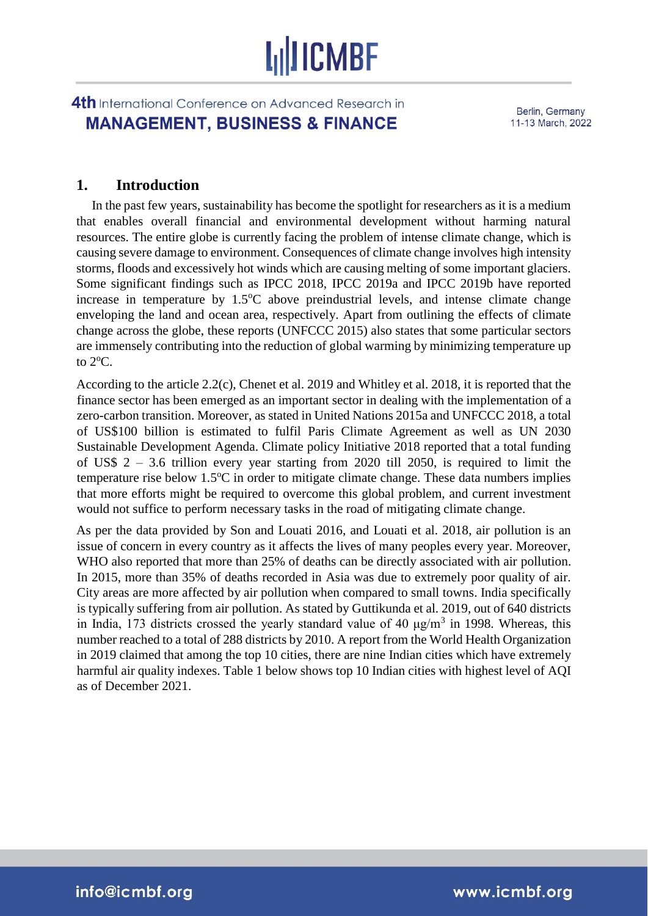## 1. Introduction

In the past few years, sustainability has become the spotlight for researchers as it is a medium that enables overall financial and environmental development without harming natural resources. The entire globe is currently facing the problem of intense climate change, which is causing severe damage to environment. Consequences of climate change involves high intensity storms, floods and excessively hot winds which are causing melting of some important glaciers. Some significant findings such as IPCC 2018, IPCC 2019a and IPCC 2019b have reported increase in temperature by 1.5$^{o}$C above preindustrial levels, and intense climate change enveloping the land and ocean area, respectively. Apart from outlining the effects of climate change across the globe, these reports (UNFCCC 2015) also states that some particular sectors are immensely contributing into the reduction of global warming by minimizing temperature up to 2$^{o}$C.

According to the article 2.2(c), Chenet et al. 2019 and Whitley et al. 2018, it is reported that the finance sector has been emerged as an important sector in dealing with the implementation of a zero-carbon transition. Moreover, as stated in United Nations 2015a and UNFCCC 2018, a total of US$100 billion is estimated to fulfil Paris Climate Agreement as well as UN 2030 Sustainable Development Agenda. Climate policy Initiative 2018 reported that a total funding of US$ 2 – 3.6 trillion every year starting from 2020 till 2050, is required to limit the temperature rise below 1.5$^{o}$C in order to mitigate climate change. These data numbers implies that more efforts might be required to overcome this global problem, and current investment would not suffice to perform necessary tasks in the road of mitigating climate change.

As per the data provided by Son and Louati 2016, and Louati et al. 2018, air pollution is an issue of concern in every country as it affects the lives of many peoples every year. Moreover, WHO also reported that more than 25% of deaths can be directly associated with air pollution. In 2015, more than 35% of deaths recorded in Asia was due to extremely poor quality of air. City areas are more affected by air pollution when compared to small towns. India specifically is typically suffering from air pollution. As stated by Guttikunda et al. 2019, out of 640 districts in India, 173 districts crossed the yearly standard value of 40 $\mu g/m^3$ in 1998. Whereas, this number reached to a total of 288 districts by 2010. A report from the World Health Organization in 2019 claimed that among the top 10 cities, there are nine Indian cities which have extremely harmful air quality indexes. Table 1 below shows top 10 Indian cities with highest level of AQI as of December 2021.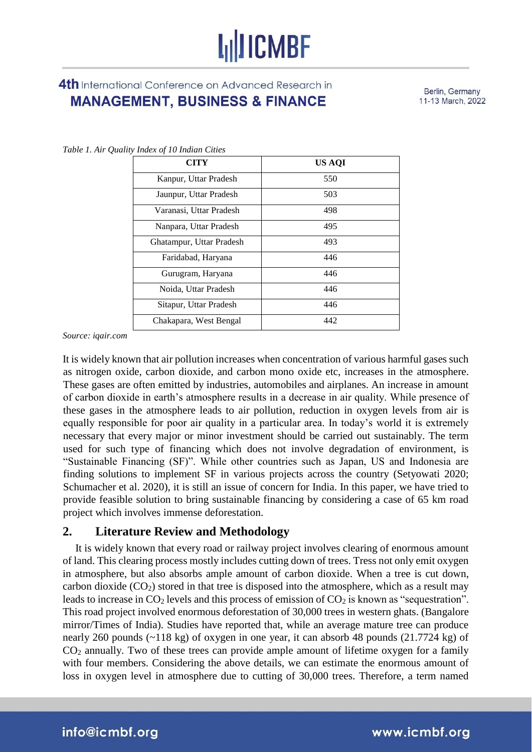*Table 1. Air Quality Index of 10 Indian Cities*

| CITY | US AQI |
|---|---|
| Kanpur, Uttar Pradesh | 550 |
| Jaunpur, Uttar Pradesh | 503 |
| Varanasi, Uttar Pradesh | 498 |
| Nanpara, Uttar Pradesh | 495 |
| Ghatampur, Uttar Pradesh | 493 |
| Faridabad, Haryana | 446 |
| Gurugram, Haryana | 446 |
| Noida, Uttar Pradesh | 446 |
| Sitapur, Uttar Pradesh | 446 |
| Chakapara, West Bengal | 442 |

*Source: iqair.com*

It is widely known that air pollution increases when concentration of various harmful gases such as nitrogen oxide, carbon dioxide, and carbon mono oxide etc, increases in the atmosphere. These gases are often emitted by industries, automobiles and airplanes. An increase in amount of carbon dioxide in earth's atmosphere results in a decrease in air quality. While presence of these gases in the atmosphere leads to air pollution, reduction in oxygen levels from air is equally responsible for poor air quality in a particular area. In today's world it is extremely necessary that every major or minor investment should be carried out sustainably. The term used for such type of financing which does not involve degradation of environment, is "Sustainable Financing (SF)". While other countries such as Japan, US and Indonesia are finding solutions to implement SF in various projects across the country (Setyowati 2020; Schumacher et al. 2020), it is still an issue of concern for India. In this paper, we have tried to provide feasible solution to bring sustainable financing by considering a case of 65 km road project which involves immense deforestation.

## 2. Literature Review and Methodology

It is widely known that every road or railway project involves clearing of enormous amount of land. This clearing process mostly includes cutting down of trees. Tress not only emit oxygen in atmosphere, but also absorbs ample amount of carbon dioxide. When a tree is cut down, carbon dioxide ($CO_2$) stored in that tree is disposed into the atmosphere, which as a result may leads to increase in $CO_2$ levels and this process of emission of $CO_2$ is known as "sequestration". This road project involved enormous deforestation of 30,000 trees in western ghats. (Bangalore mirror/Times of India). Studies have reported that, while an average mature tree can produce nearly 260 pounds (~118 kg) of oxygen in one year, it can absorb 48 pounds (21.7724 kg) of $CO_2$ annually. Two of these trees can provide ample amount of lifetime oxygen for a family with four members. Considering the above details, we can estimate the enormous amount of loss in oxygen level in atmosphere due to cutting of 30,000 trees. Therefore, a term named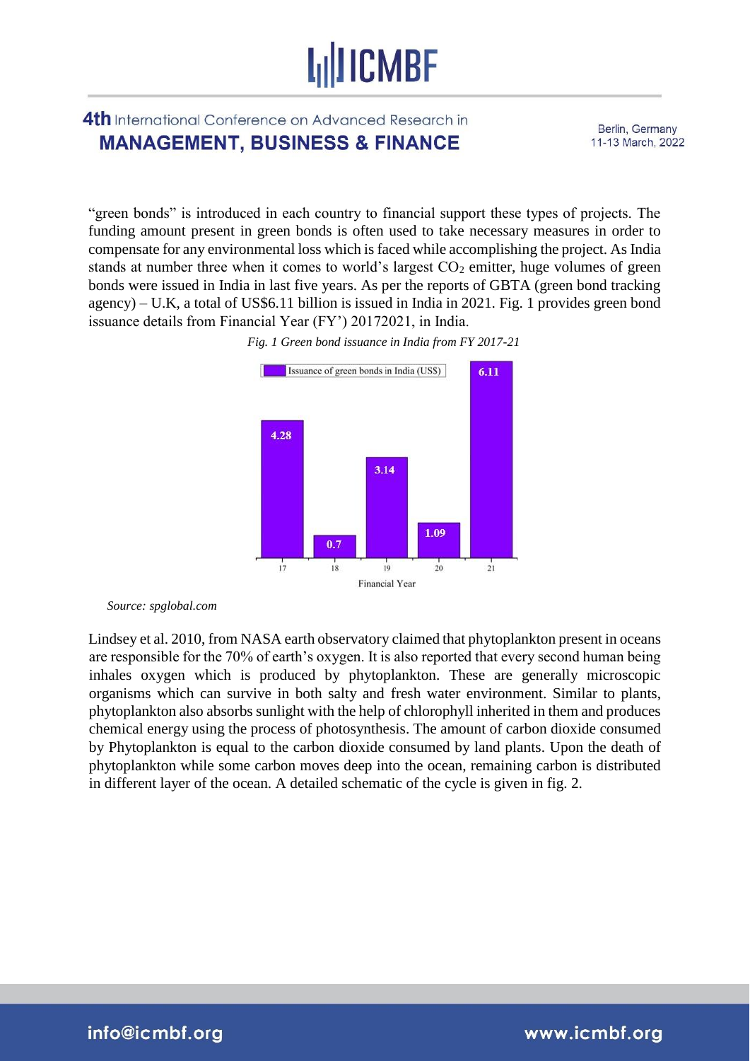"green bonds" is introduced in each country to financial support these types of projects. The funding amount present in green bonds is often used to take necessary measures in order to compensate for any environmental loss which is faced while accomplishing the project. As India stands at number three when it comes to world's largest $CO_2$ emitter, huge volumes of green bonds were issued in India in last five years. As per the reports of GBTA (green bond tracking agency) – U.K, a total of US$6.11 billion is issued in India in 2021. Fig. 1 provides green bond issuance details from Financial Year (FY') 20172021, in India.

*Fig. 1 Green bond issuance in India from FY 2017-21*

| Financial Year | Issuance of green bonds in India (US$) |
|---|---|
| 17 | 4.28 |
| 18 | 0.7 |
| 19 | 3.14 |
| 20 | 1.09 |
| 21 | 6.11 |

*Source: spglobal.com*

Lindsey et al. 2010, from NASA earth observatory claimed that phytoplankton present in oceans are responsible for the 70% of earth's oxygen. It is also reported that every second human being inhales oxygen which is produced by phytoplankton. These are generally microscopic organisms which can survive in both salty and fresh water environment. Similar to plants, phytoplankton also absorbs sunlight with the help of chlorophyll inherited in them and produces chemical energy using the process of photosynthesis. The amount of carbon dioxide consumed by Phytoplankton is equal to the carbon dioxide consumed by land plants. Upon the death of phytoplankton while some carbon moves deep into the ocean, remaining carbon is distributed in different layer of the ocean. A detailed schematic of the cycle is given in fig. 2.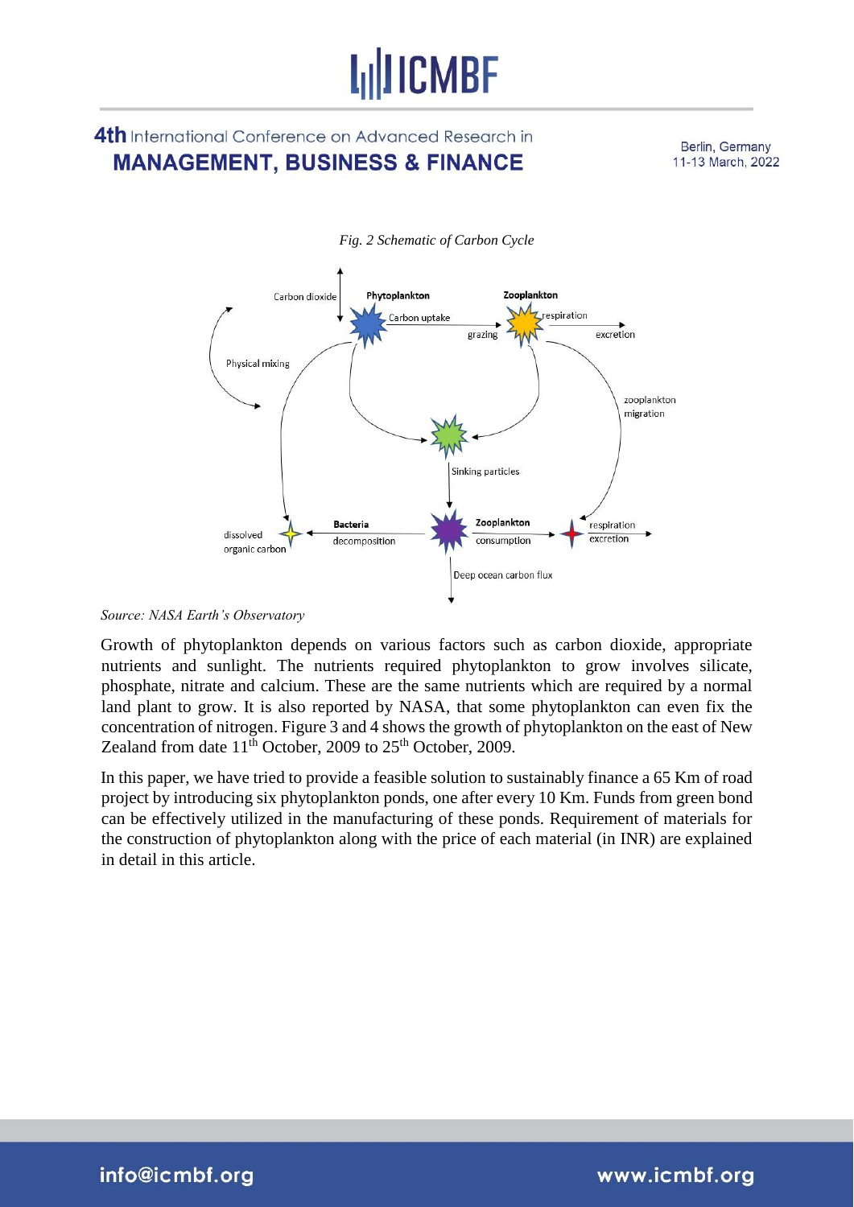*Fig. 2 Schematic of Carbon Cycle*

*Source: NASA Earth's Observatory*

Growth of phytoplankton depends on various factors such as carbon dioxide, appropriate nutrients and sunlight. The nutrients required phytoplankton to grow involves silicate, phosphate, nitrate and calcium. These are the same nutrients which are required by a normal land plant to grow. It is also reported by NASA, that some phytoplankton can even fix the concentration of nitrogen. Figure 3 and 4 shows the growth of phytoplankton on the east of New Zealand from date 11th October, 2009 to 25th October, 2009.

In this paper, we have tried to provide a feasible solution to sustainably finance a 65 Km of road project by introducing six phytoplankton ponds, one after every 10 Km. Funds from green bond can be effectively utilized in the manufacturing of these ponds. Requirement of materials for the construction of phytoplankton along with the price of each material (in INR) are explained in detail in this article.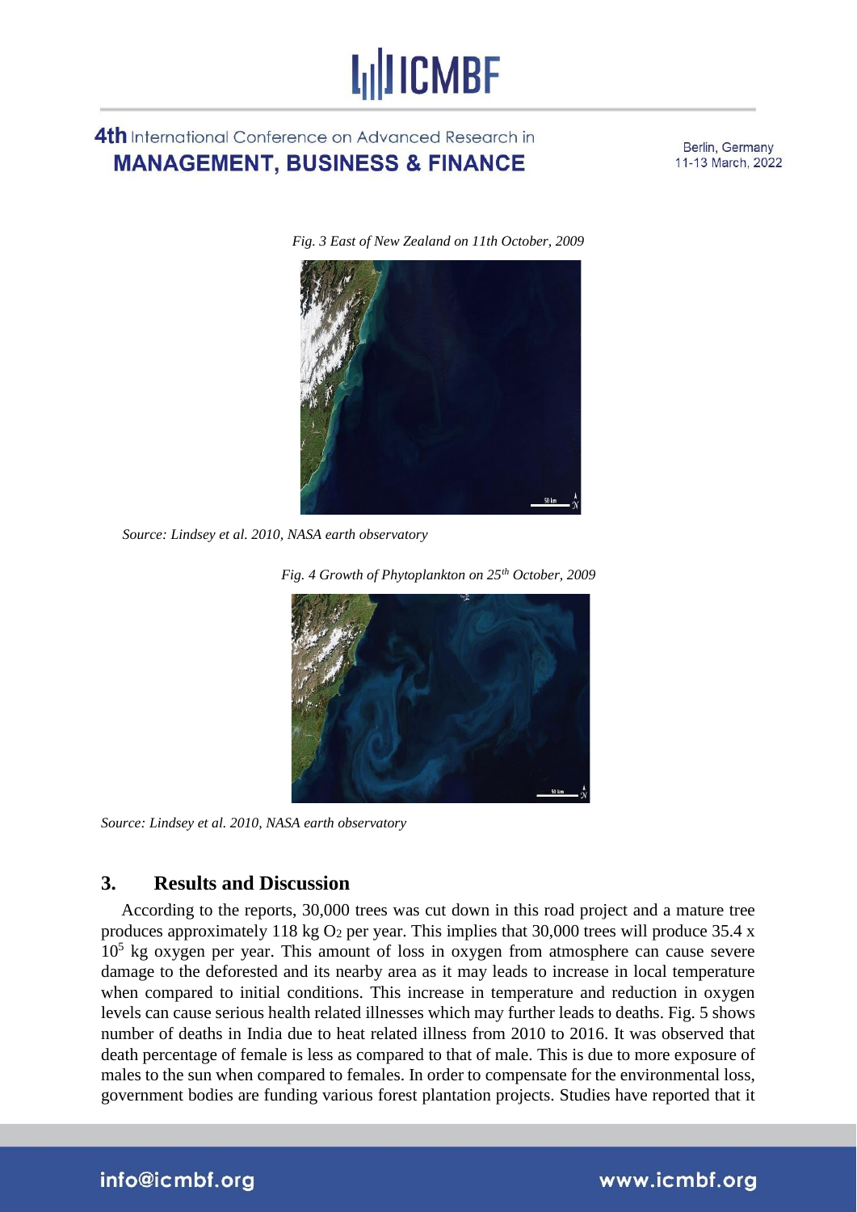*Fig. 3 East of New Zealand on 11th October, 2009*

*Source: Lindsey et al. 2010, NASA earth observatory*

*Fig. 4 Growth of Phytoplankton on 25th October, 2009*

*Source: Lindsey et al. 2010, NASA earth observatory*

## 3. Results and Discussion

According to the reports, 30,000 trees was cut down in this road project and a mature tree produces approximately 118 kg $O_2$ per year. This implies that 30,000 trees will produce $35.4 \times 10^5$ kg oxygen per year. This amount of loss in oxygen from atmosphere can cause severe damage to the deforested and its nearby area as it may leads to increase in local temperature when compared to initial conditions. This increase in temperature and reduction in oxygen levels can cause serious health related illnesses which may further leads to deaths. Fig. 5 shows number of deaths in India due to heat related illness from 2010 to 2016. It was observed that death percentage of female is less as compared to that of male. This is due to more exposure of males to the sun when compared to females. In order to compensate for the environmental loss, government bodies are funding various forest plantation projects. Studies have reported that it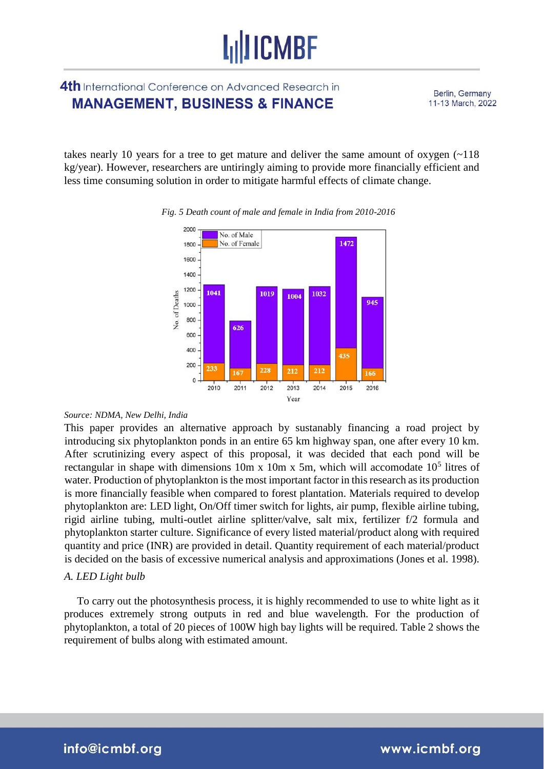takes nearly 10 years for a tree to get mature and deliver the same amount of oxygen (~118 kg/year). However, researchers are untiringly aiming to provide more financially efficient and less time consuming solution in order to mitigate harmful effects of climate change.

*Fig. 5 Death count of male and female in India from 2010-2016*

*Source: NDMA, New Delhi, India*

This paper provides an alternative approach by sustanably financing a road project by introducing six phytoplankton ponds in an entire 65 km highway span, one after every 10 km. After scrutinizing every aspect of this proposal, it was decided that each pond will be rectangular in shape with dimensions 10m x 10m x 5m, which will accomodate $10^5$ litres of water. Production of phytoplankton is the most important factor in this research as its production is more financially feasible when compared to forest plantation. Materials required to develop phytoplankton are: LED light, On/Off timer switch for lights, air pump, flexible airline tubing, rigid airline tubing, multi-outlet airline splitter/valve, salt mix, fertilizer f/2 formula and phytoplankton starter culture. Significance of every listed material/product along with required quantity and price (INR) are provided in detail. Quantity requirement of each material/product is decided on the basis of excessive numerical analysis and approximations (Jones et al. 1998).

*A. LED Light bulb*

To carry out the photosynthesis process, it is highly recommended to use to white light as it produces extremely strong outputs in red and blue wavelength. For the production of phytoplankton, a total of 20 pieces of 100W high bay lights will be required. Table 2 shows the requirement of bulbs along with estimated amount.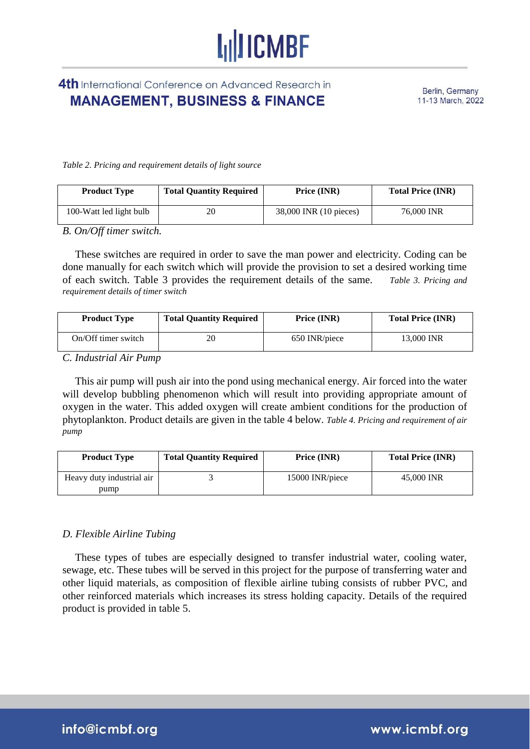*Table 2. Pricing and requirement details of light source*

| Product Type | Total Quantity Required | Price (INR) | Total Price (INR) |
|---|---|---|---|
| 100-Watt led light bulb | 20 | 38,000 INR (10 pieces) | 76,000 INR |

*B. On/Off timer switch.*

These switches are required in order to save the man power and electricity. Coding can be done manually for each switch which will provide the provision to set a desired working time of each switch. Table 3 provides the requirement details of the same.

*Table 3. Pricing and requirement details of timer switch*

| Product Type | Total Quantity Required | Price (INR) | Total Price (INR) |
|---|---|---|---|
| On/Off timer switch | 20 | 650 INR/piece | 13,000 INR |

*C. Industrial Air Pump*

This air pump will push air into the pond using mechanical energy. Air forced into the water will develop bubbling phenomenon which will result into providing appropriate amount of oxygen in the water. This added oxygen will create ambient conditions for the production of phytoplankton. Product details are given in the table 4 below.

*Table 4. Pricing and requirement of air pump*

| Product Type | Total Quantity Required | Price (INR) | Total Price (INR) |
|---|---|---|---|
| Heavy duty industrial air pump | 3 | 15000 INR/piece | 45,000 INR |

*D. Flexible Airline Tubing*

These types of tubes are especially designed to transfer industrial water, cooling water, sewage, etc. These tubes will be served in this project for the purpose of transferring water and other liquid materials, as composition of flexible airline tubing consists of rubber PVC, and other reinforced materials which increases its stress holding capacity. Details of the required product is provided in table 5.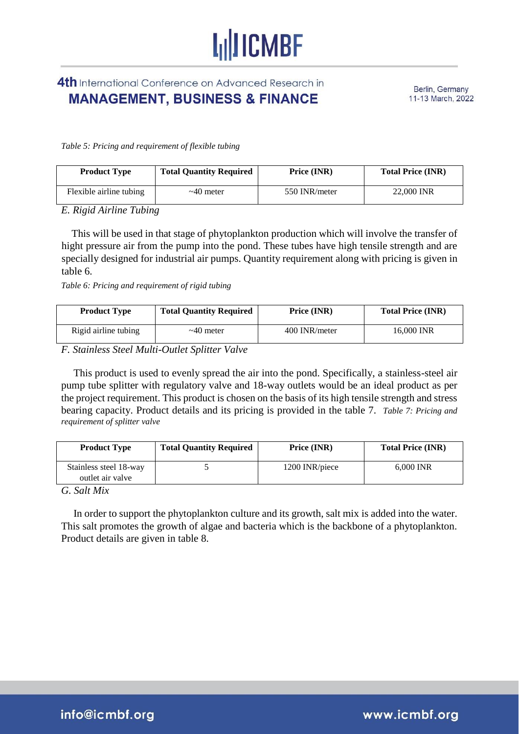*Table 5: Pricing and requirement of flexible tubing*

| Product Type | Total Quantity Required | Price (INR) | Total Price (INR) |
|---|---|---|---|
| Flexible airline tubing | ~40 meter | 550 INR/meter | 22,000 INR |

### *E. Rigid Airline Tubing*

This will be used in that stage of phytoplankton production which will involve the transfer of hight pressure air from the pump into the pond. These tubes have high tensile strength and are specially designed for industrial air pumps. Quantity requirement along with pricing is given in table 6.

*Table 6: Pricing and requirement of rigid tubing*

| Product Type | Total Quantity Required | Price (INR) | Total Price (INR) |
|---|---|---|---|
| Rigid airline tubing | ~40 meter | 400 INR/meter | 16,000 INR |

### *F. Stainless Steel Multi-Outlet Splitter Valve*

This product is used to evenly spread the air into the pond. Specifically, a stainless-steel air pump tube splitter with regulatory valve and 18-way outlets would be an ideal product as per the project requirement. This product is chosen on the basis of its high tensile strength and stress bearing capacity. Product details and its pricing is provided in the table 7.

*Table 7: Pricing and requirement of splitter valve*

| Product Type | Total Quantity Required | Price (INR) | Total Price (INR) |
|---|---|---|---|
| Stainless steel 18-way outlet air valve | 5 | 1200 INR/piece | 6,000 INR |

### *G. Salt Mix*

In order to support the phytoplankton culture and its growth, salt mix is added into the water. This salt promotes the growth of algae and bacteria which is the backbone of a phytoplankton. Product details are given in table 8.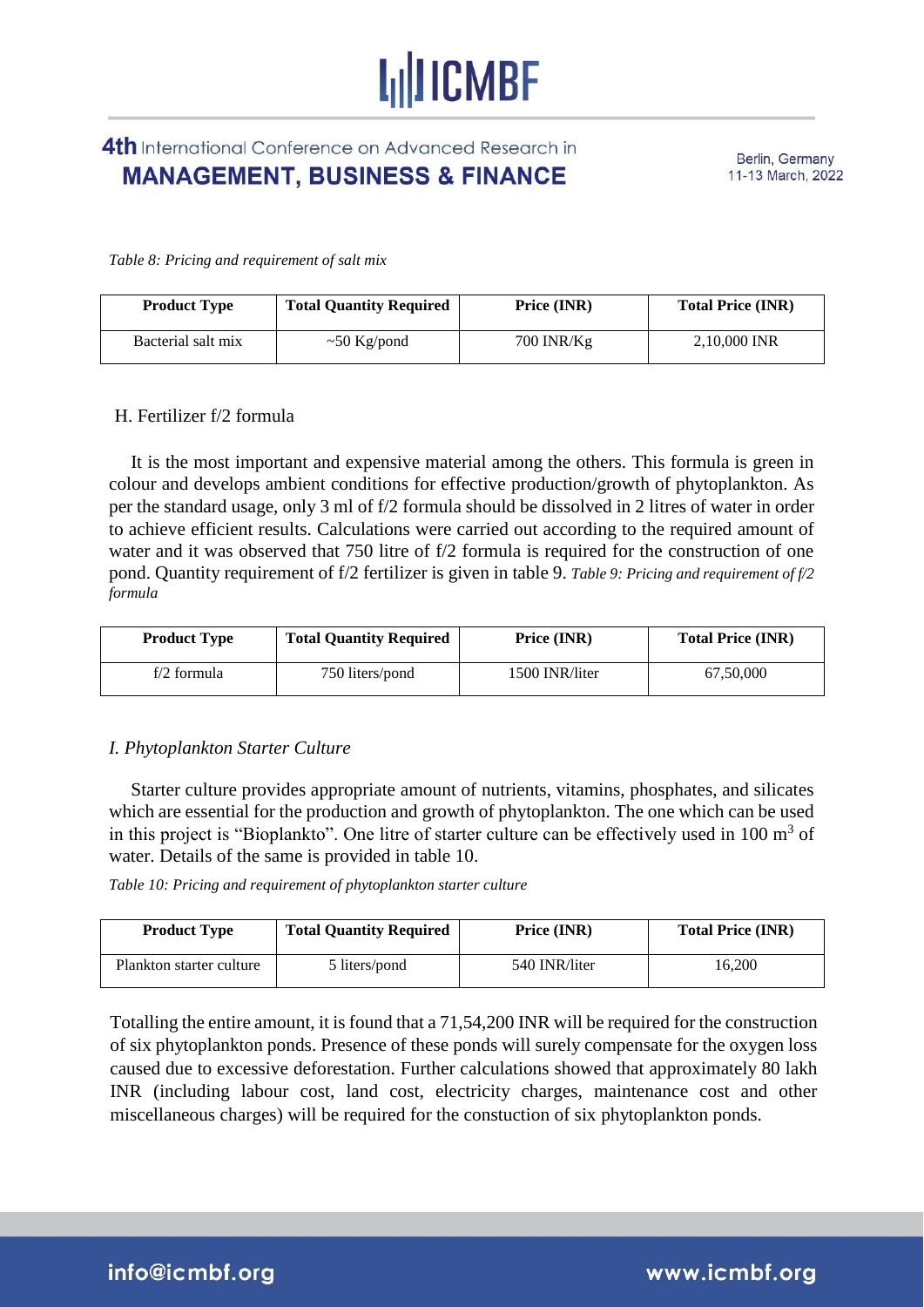*Table 8: Pricing and requirement of salt mix*

| Product Type | Total Quantity Required | Price (INR) | Total Price (INR) |
| --- | --- | --- | --- |
| Bacterial salt mix | ~50 Kg/pond | 700 INR/Kg | 2,10,000 INR |

### H. Fertilizer f/2 formula

It is the most important and expensive material among the others. This formula is green in colour and develops ambient conditions for effective production/growth of phytoplankton. As per the standard usage, only 3 ml of f/2 formula should be dissolved in 2 litres of water in order to achieve efficient results. Calculations were carried out according to the required amount of water and it was observed that 750 litre of f/2 formula is required for the construction of one pond. Quantity requirement of f/2 fertilizer is given in table 9. *Table 9: Pricing and requirement of f/2 formula*

| Product Type | Total Quantity Required | Price (INR) | Total Price (INR) |
| --- | --- | --- | --- |
| f/2 formula | 750 liters/pond | 1500 INR/liter | 67,50,000 |

### *I. Phytoplankton Starter Culture*

Starter culture provides appropriate amount of nutrients, vitamins, phosphates, and silicates which are essential for the production and growth of phytoplankton. The one which can be used in this project is "Bioplankto". One litre of starter culture can be effectively used in 100 $m^3$ of water. Details of the same is provided in table 10.

*Table 10: Pricing and requirement of phytoplankton starter culture*

| Product Type | Total Quantity Required | Price (INR) | Total Price (INR) |
| --- | --- | --- | --- |
| Plankton starter culture | 5 liters/pond | 540 INR/liter | 16,200 |

Totalling the entire amount, it is found that a 71,54,200 INR will be required for the construction of six phytoplankton ponds. Presence of these ponds will surely compensate for the oxygen loss caused due to excessive deforestation. Further calculations showed that approximately 80 lakh INR (including labour cost, land cost, electricity charges, maintenance cost and other miscellaneous charges) will be required for the constuction of six phytoplankton ponds.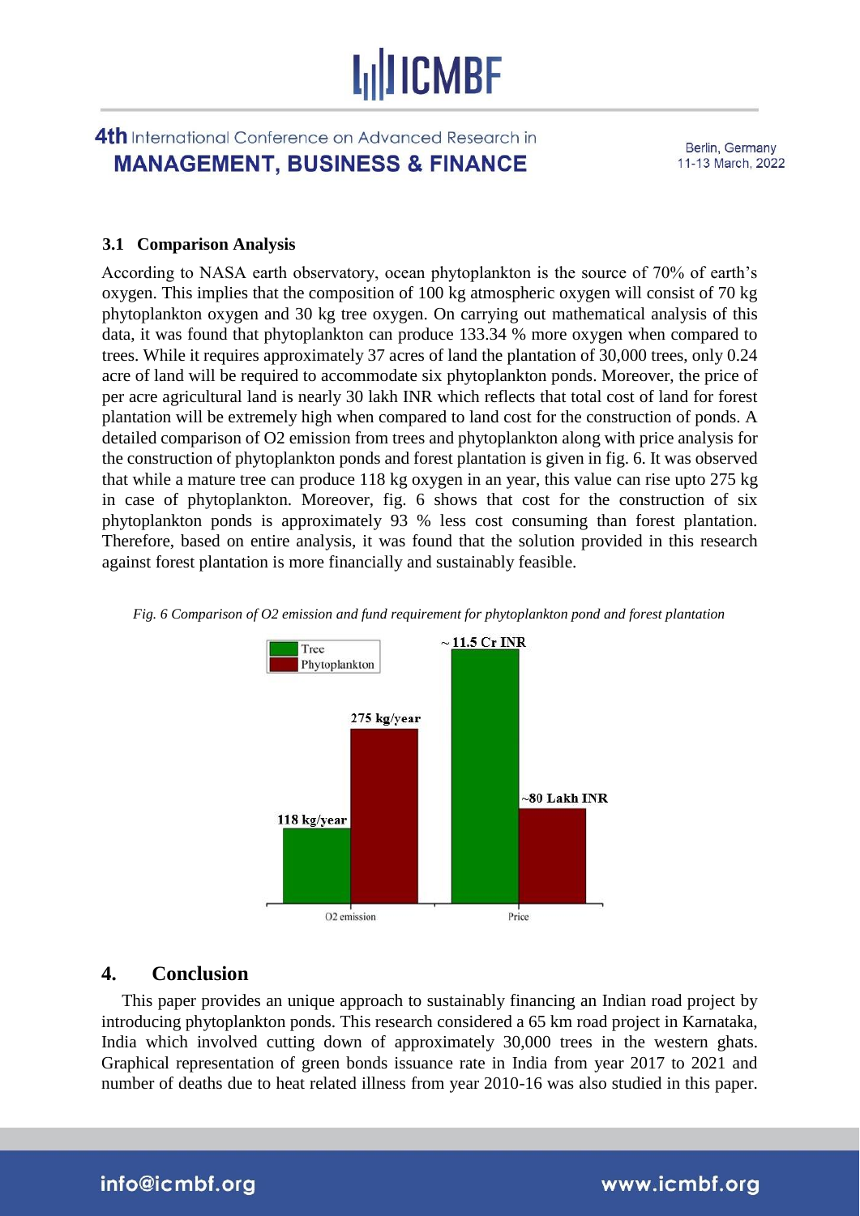### 3.1 Comparison Analysis

According to NASA earth observatory, ocean phytoplankton is the source of 70% of earth's oxygen. This implies that the composition of 100 kg atmospheric oxygen will consist of 70 kg phytoplankton oxygen and 30 kg tree oxygen. On carrying out mathematical analysis of this data, it was found that phytoplankton can produce 133.34 % more oxygen when compared to trees. While it requires approximately 37 acres of land the plantation of 30,000 trees, only 0.24 acre of land will be required to accommodate six phytoplankton ponds. Moreover, the price of per acre agricultural land is nearly 30 lakh INR which reflects that total cost of land for forest plantation will be extremely high when compared to land cost for the construction of ponds. A detailed comparison of O2 emission from trees and phytoplankton along with price analysis for the construction of phytoplankton ponds and forest plantation is given in fig. 6. It was observed that while a mature tree can produce 118 kg oxygen in an year, this value can rise upto 275 kg in case of phytoplankton. Moreover, fig. 6 shows that cost for the construction of six phytoplankton ponds is approximately 93 % less cost consuming than forest plantation. Therefore, based on entire analysis, it was found that the solution provided in this research against forest plantation is more financially and sustainably feasible.

*Fig. 6 Comparison of O2 emission and fund requirement for phytoplankton pond and forest plantation*

## 4. Conclusion

This paper provides an unique approach to sustainably financing an Indian road project by introducing phytoplankton ponds. This research considered a 65 km road project in Karnataka, India which involved cutting down of approximately 30,000 trees in the western ghats. Graphical representation of green bonds issuance rate in India from year 2017 to 2021 and number of deaths due to heat related illness from year 2010-16 was also studied in this paper.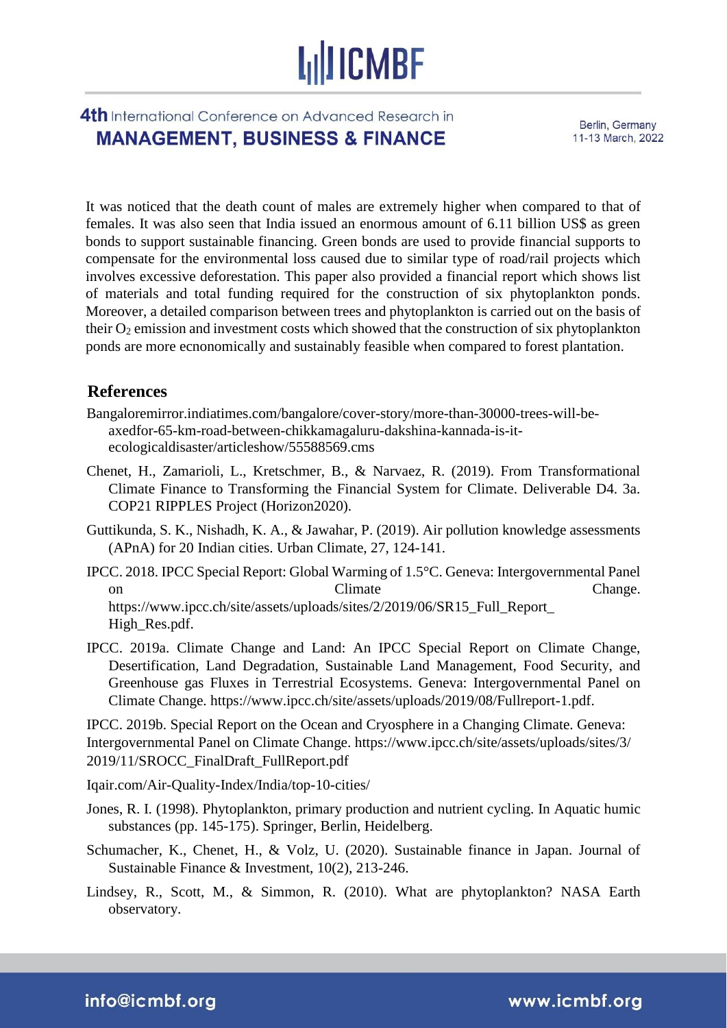It was noticed that the death count of males are extremely higher when compared to that of females. It was also seen that India issued an enormous amount of 6.11 billion US$ as green bonds to support sustainable financing. Green bonds are used to provide financial supports to compensate for the environmental loss caused due to similar type of road/rail projects which involves excessive deforestation. This paper also provided a financial report which shows list of materials and total funding required for the construction of six phytoplankton ponds. Moreover, a detailed comparison between trees and phytoplankton is carried out on the basis of their $O_2$ emission and investment costs which showed that the construction of six phytoplankton ponds are more ecnonomically and sustainably feasible when compared to forest plantation.

## References

Bangaloremirror.indiatimes.com/bangalore/cover-story/more-than-30000-trees-will-be-axedfor-65-km-road-between-chikkamagaluru-dakshina-kannada-is-it-ecologicaldisaster/articleshow/55588569.cms

Chenet, H., Zamarioli, L., Kretschmer, B., & Narvaez, R. (2019). From Transformational Climate Finance to Transforming the Financial System for Climate. Deliverable D4. 3a. COP21 RIPPLES Project (Horizon2020).

Guttikunda, S. K., Nishadh, K. A., & Jawahar, P. (2019). Air pollution knowledge assessments (APnA) for 20 Indian cities. Urban Climate, 27, 124-141.

IPCC. 2018. IPCC Special Report: Global Warming of 1.5°C. Geneva: Intergovernmental Panel on Climate Change. https://www.ipcc.ch/site/assets/uploads/sites/2/2019/06/SR15_Full_Report_High_Res.pdf.

IPCC. 2019a. Climate Change and Land: An IPCC Special Report on Climate Change, Desertification, Land Degradation, Sustainable Land Management, Food Security, and Greenhouse gas Fluxes in Terrestrial Ecosystems. Geneva: Intergovernmental Panel on Climate Change. https://www.ipcc.ch/site/assets/uploads/2019/08/Fullreport-1.pdf.

IPCC. 2019b. Special Report on the Ocean and Cryosphere in a Changing Climate. Geneva: Intergovernmental Panel on Climate Change. https://www.ipcc.ch/site/assets/uploads/sites/3/2019/11/SROCC_FinalDraft_FullReport.pdf

Iqair.com/Air-Quality-Index/India/top-10-cities/

Jones, R. I. (1998). Phytoplankton, primary production and nutrient cycling. In Aquatic humic substances (pp. 145-175). Springer, Berlin, Heidelberg.

Schumacher, K., Chenet, H., & Volz, U. (2020). Sustainable finance in Japan. Journal of Sustainable Finance & Investment, 10(2), 213-246.

Lindsey, R., Scott, M., & Simmon, R. (2010). What are phytoplankton? NASA Earth observatory.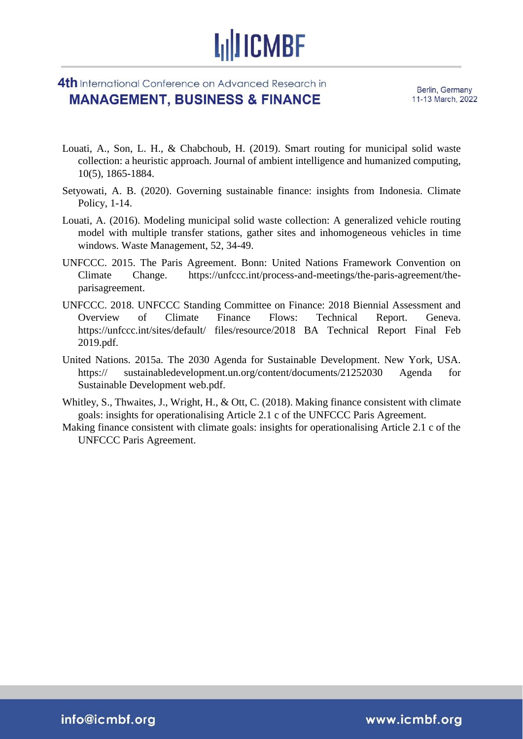Louati, A., Son, L. H., & Chabchoub, H. (2019). Smart routing for municipal solid waste collection: a heuristic approach. Journal of ambient intelligence and humanized computing, 10(5), 1865-1884.

Setyowati, A. B. (2020). Governing sustainable finance: insights from Indonesia. Climate Policy, 1-14.

Louati, A. (2016). Modeling municipal solid waste collection: A generalized vehicle routing model with multiple transfer stations, gather sites and inhomogeneous vehicles in time windows. Waste Management, 52, 34-49.

UNFCCC. 2015. The Paris Agreement. Bonn: United Nations Framework Convention on Climate Change. https://unfccc.int/process-and-meetings/the-paris-agreement/the-parisagreement.

UNFCCC. 2018. UNFCCC Standing Committee on Finance: 2018 Biennial Assessment and Overview of Climate Finance Flows: Technical Report. Geneva. https://unfccc.int/sites/default/ files/resource/2018 BA Technical Report Final Feb 2019.pdf.

United Nations. 2015a. The 2030 Agenda for Sustainable Development. New York, USA. https:// sustainabledevelopment.un.org/content/documents/21252030 Agenda for Sustainable Development web.pdf.

Whitley, S., Thwaites, J., Wright, H., & Ott, C. (2018). Making finance consistent with climate goals: insights for operationalising Article 2.1 c of the UNFCCC Paris Agreement.

Making finance consistent with climate goals: insights for operationalising Article 2.1 c of the UNFCCC Paris Agreement.